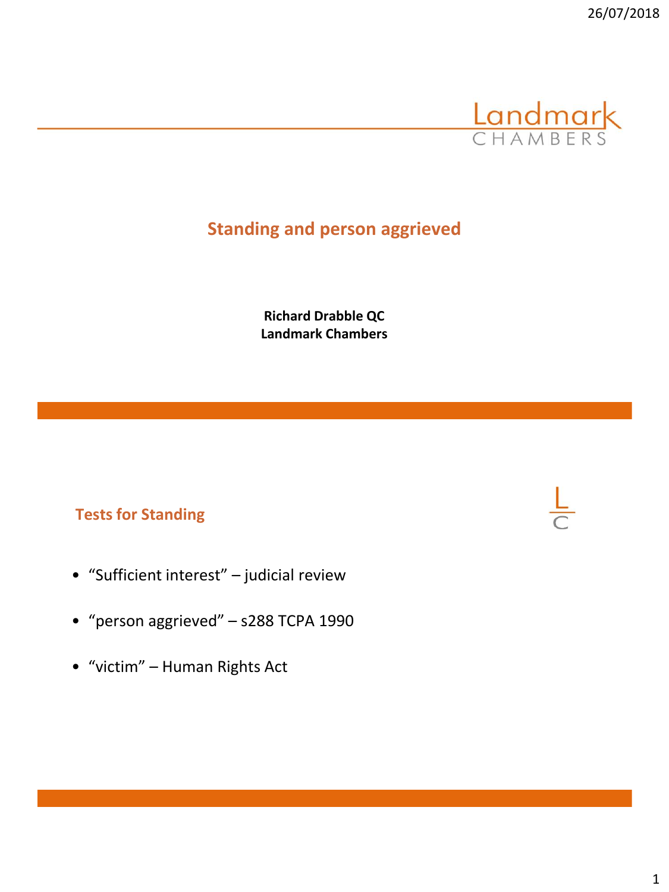# Standing and person aggrieved

**Richard Drabble QC**
**Landmark Chambers**

## Tests for Standing

- "Sufficient interest" – judicial review
- "person aggrieved" – s288 TCPA 1990
- "victim" – Human Rights Act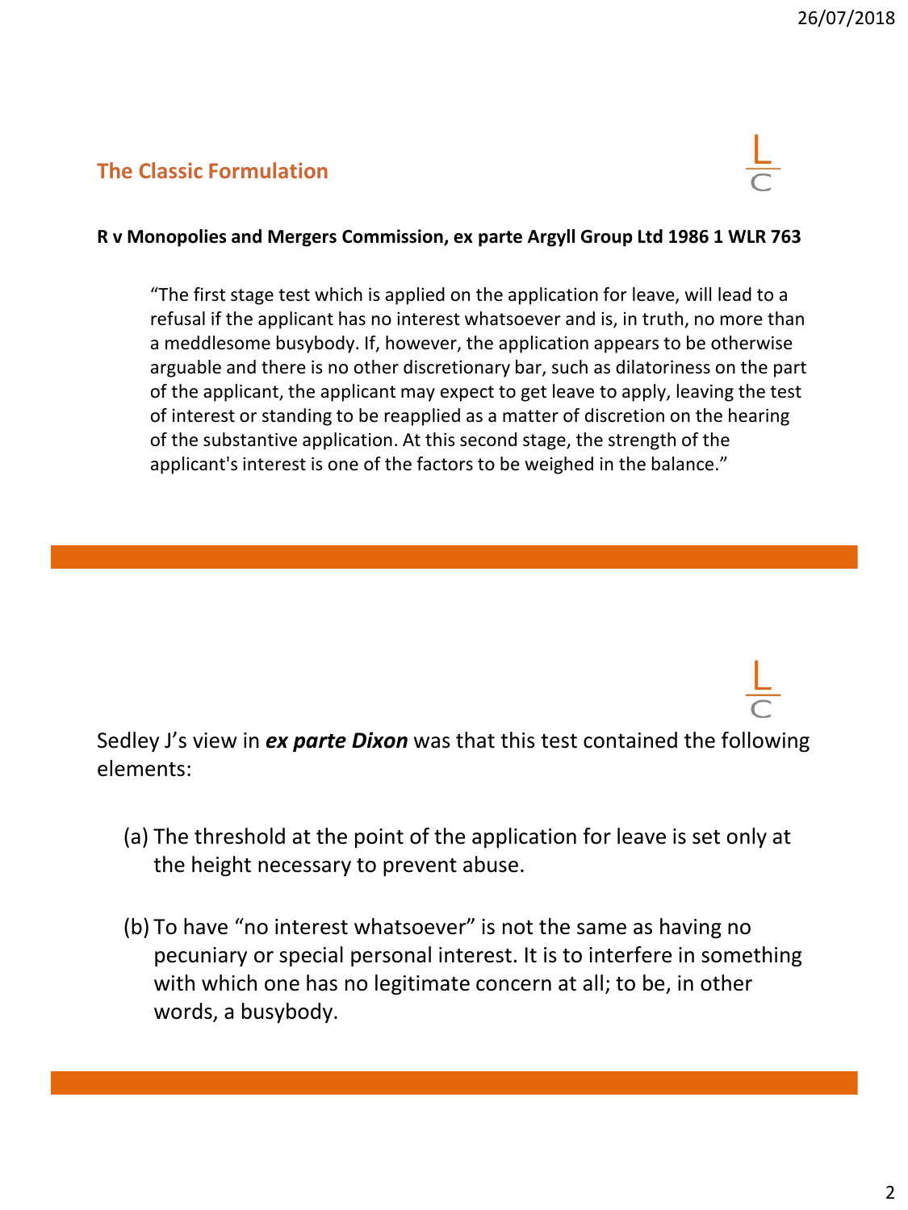## The Classic Formulation

**R v Monopolies and Mergers Commission, ex parte Argyll Group Ltd 1986 1 WLR 763**

> "The first stage test which is applied on the application for leave, will lead to a refusal if the applicant has no interest whatsoever and is, in truth, no more than a meddlesome busybody. If, however, the application appears to be otherwise arguable and there is no other discretionary bar, such as dilatoriness on the part of the applicant, the applicant may expect to get leave to apply, leaving the test of interest or standing to be reapplied as a matter of discretion on the hearing of the substantive application. At this second stage, the strength of the applicant's interest is one of the factors to be weighed in the balance."

---

Sedley J's view in ***ex parte Dixon*** was that this test contained the following elements:

(a) The threshold at the point of the application for leave is set only at the height necessary to prevent abuse.

(b) To have "no interest whatsoever" is not the same as having no pecuniary or special personal interest. It is to interfere in something with which one has no legitimate concern at all; to be, in other words, a busybody.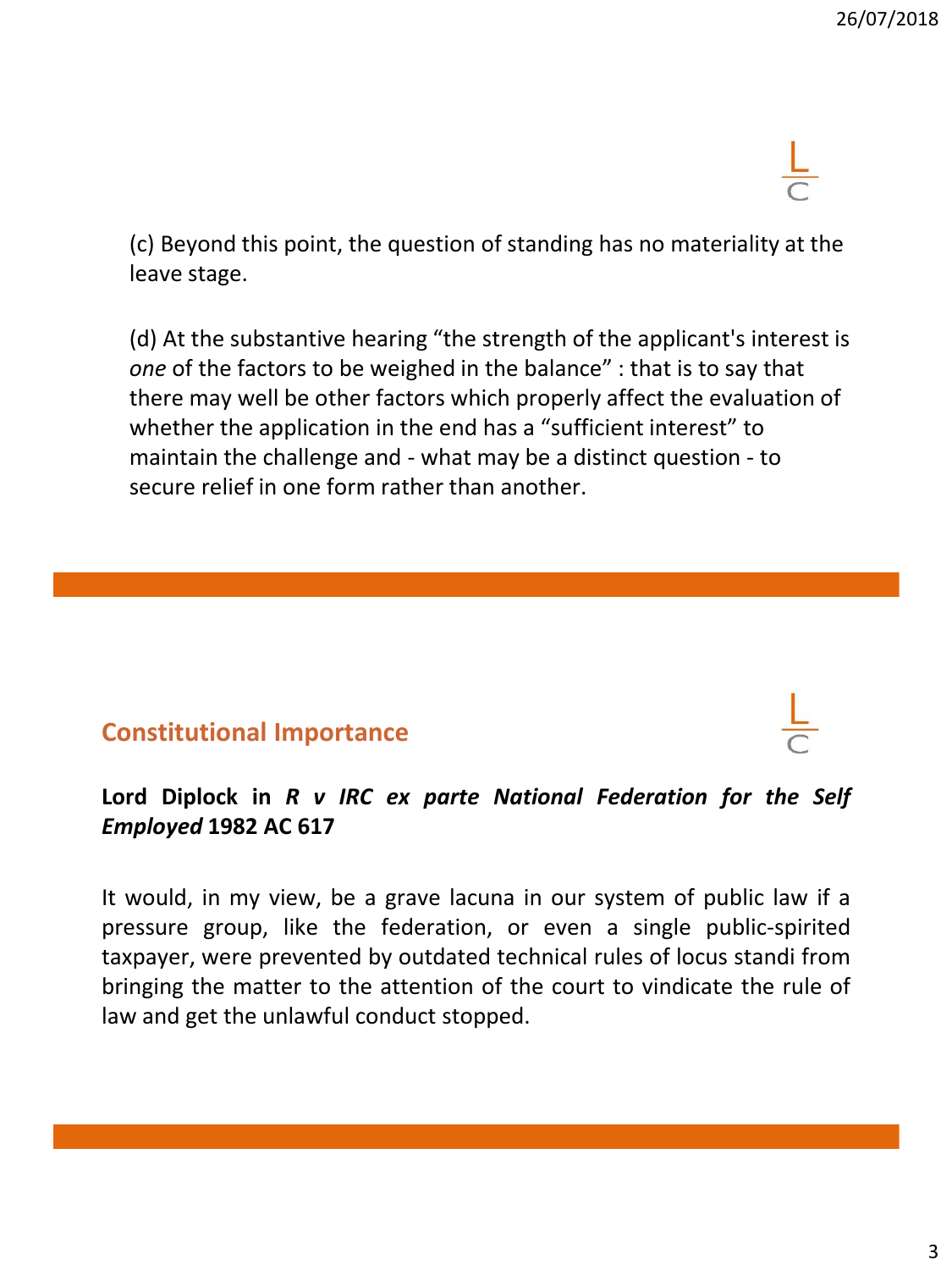(c) Beyond this point, the question of standing has no materiality at the leave stage.

(d) At the substantive hearing “the strength of the applicant's interest is *one* of the factors to be weighed in the balance” : that is to say that there may well be other factors which properly affect the evaluation of whether the application in the end has a “sufficient interest” to maintain the challenge and - what may be a distinct question - to secure relief in one form rather than another.

## Constitutional Importance

**Lord Diplock in *R v IRC ex parte National Federation for the Self Employed* 1982 AC 617**

It would, in my view, be a grave lacuna in our system of public law if a pressure group, like the federation, or even a single public-spirited taxpayer, were prevented by outdated technical rules of locus standi from bringing the matter to the attention of the court to vindicate the rule of law and get the unlawful conduct stopped.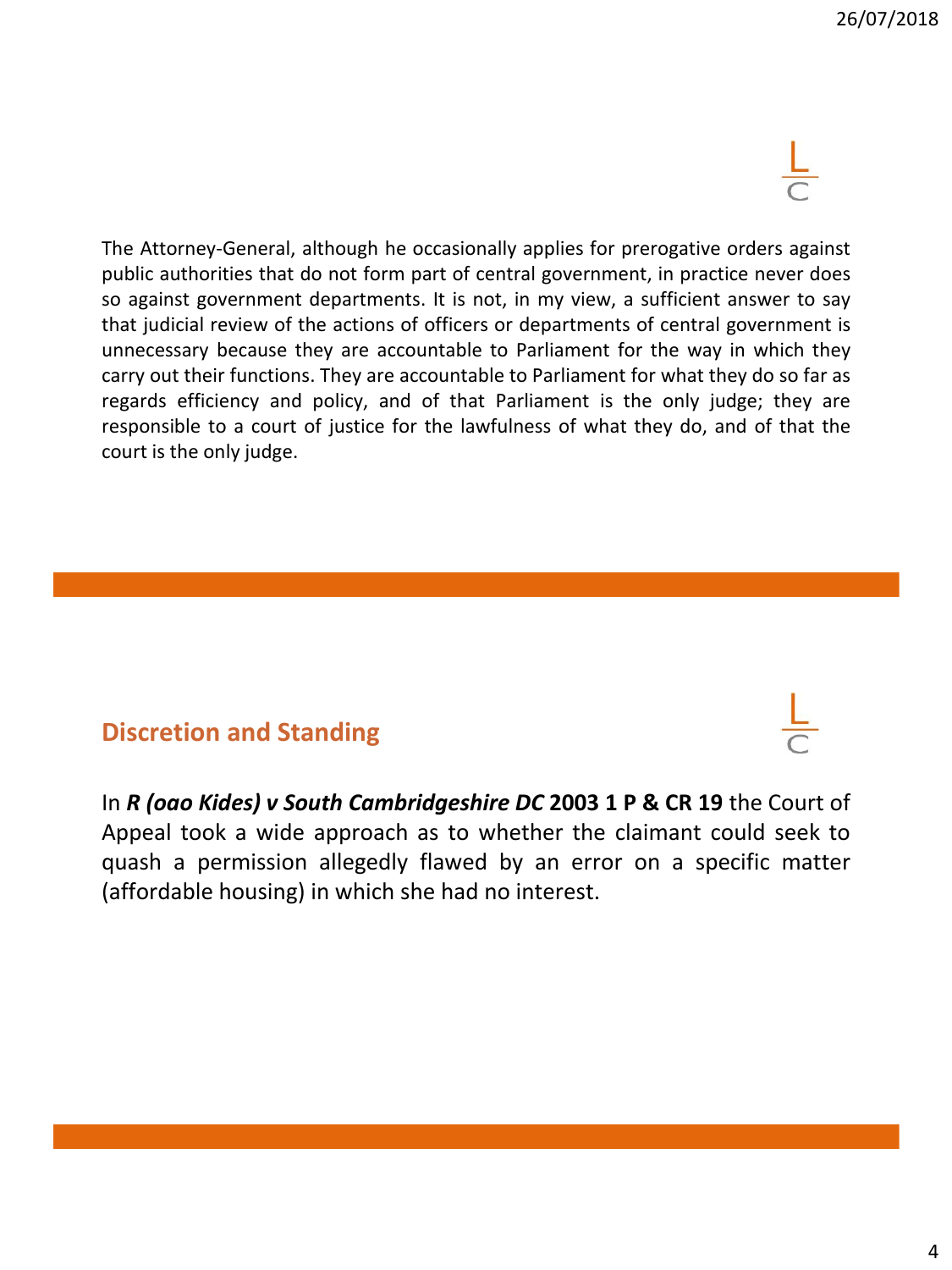The Attorney-General, although he occasionally applies for prerogative orders against public authorities that do not form part of central government, in practice never does so against government departments. It is not, in my view, a sufficient answer to say that judicial review of the actions of officers or departments of central government is unnecessary because they are accountable to Parliament for the way in which they carry out their functions. They are accountable to Parliament for what they do so far as regards efficiency and policy, and of that Parliament is the only judge; they are responsible to a court of justice for the lawfulness of what they do, and of that the court is the only judge.

## Discretion and Standing

In ***R (oao Kides) v South Cambridgeshire DC*** **2003 1 P & CR 19** the Court of Appeal took a wide approach as to whether the claimant could seek to quash a permission allegedly flawed by an error on a specific matter (affordable housing) in which she had no interest.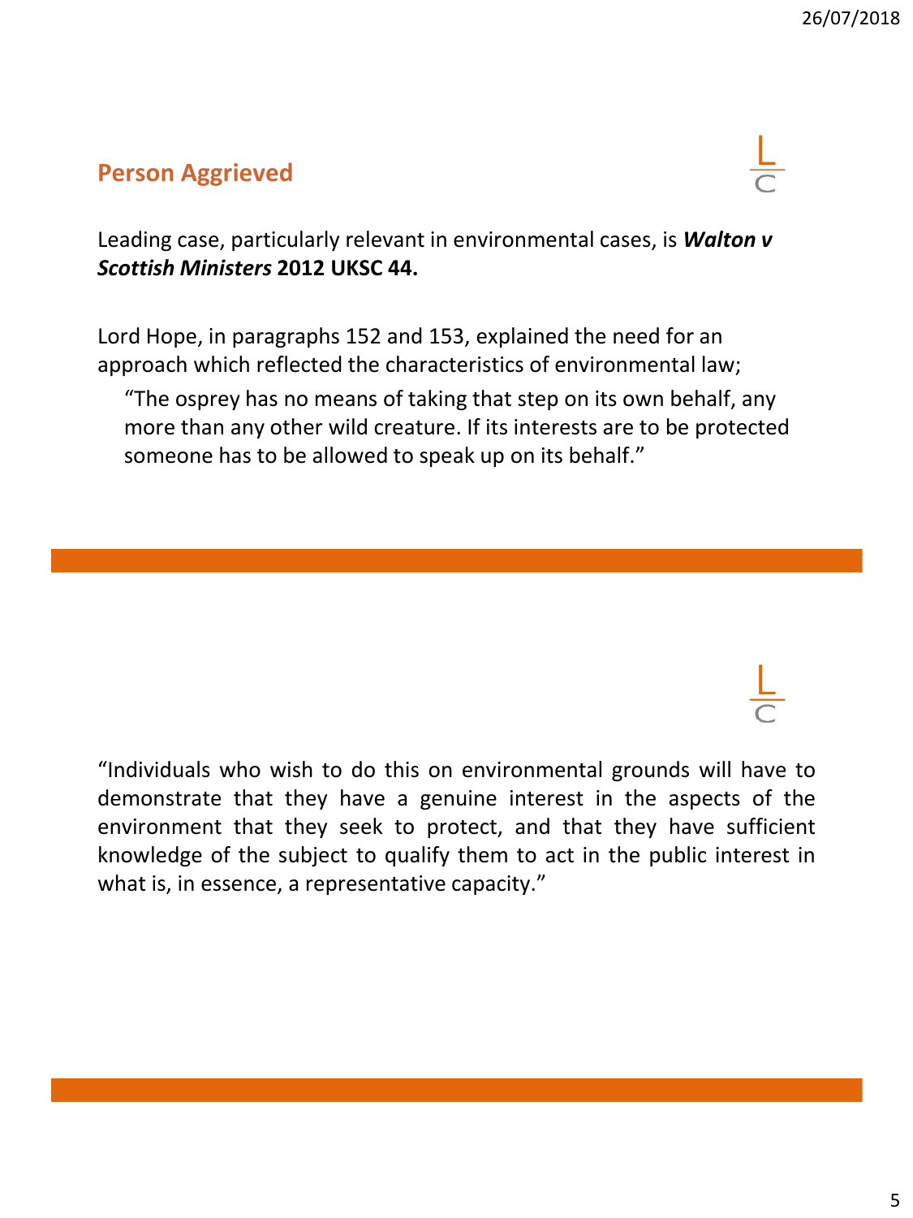## Person Aggrieved

Leading case, particularly relevant in environmental cases, is ***Walton v Scottish Ministers* 2012 UKSC 44.**

Lord Hope, in paragraphs 152 and 153, explained the need for an approach which reflected the characteristics of environmental law;

> "The osprey has no means of taking that step on its own behalf, any more than any other wild creature. If its interests are to be protected someone has to be allowed to speak up on its behalf."

"Individuals who wish to do this on environmental grounds will have to demonstrate that they have a genuine interest in the aspects of the environment that they seek to protect, and that they have sufficient knowledge of the subject to qualify them to act in the public interest in what is, in essence, a representative capacity."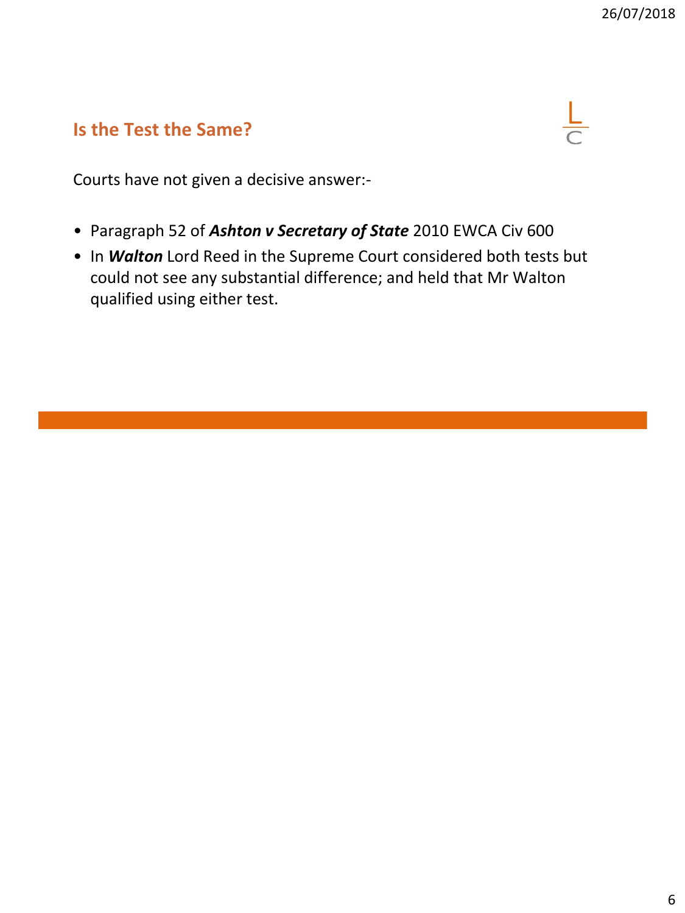## Is the Test the Same?

Courts have not given a decisive answer:-

- Paragraph 52 of ***Ashton v Secretary of State*** 2010 EWCA Civ 600
- In ***Walton*** Lord Reed in the Supreme Court considered both tests but could not see any substantial difference; and held that Mr Walton qualified using either test.